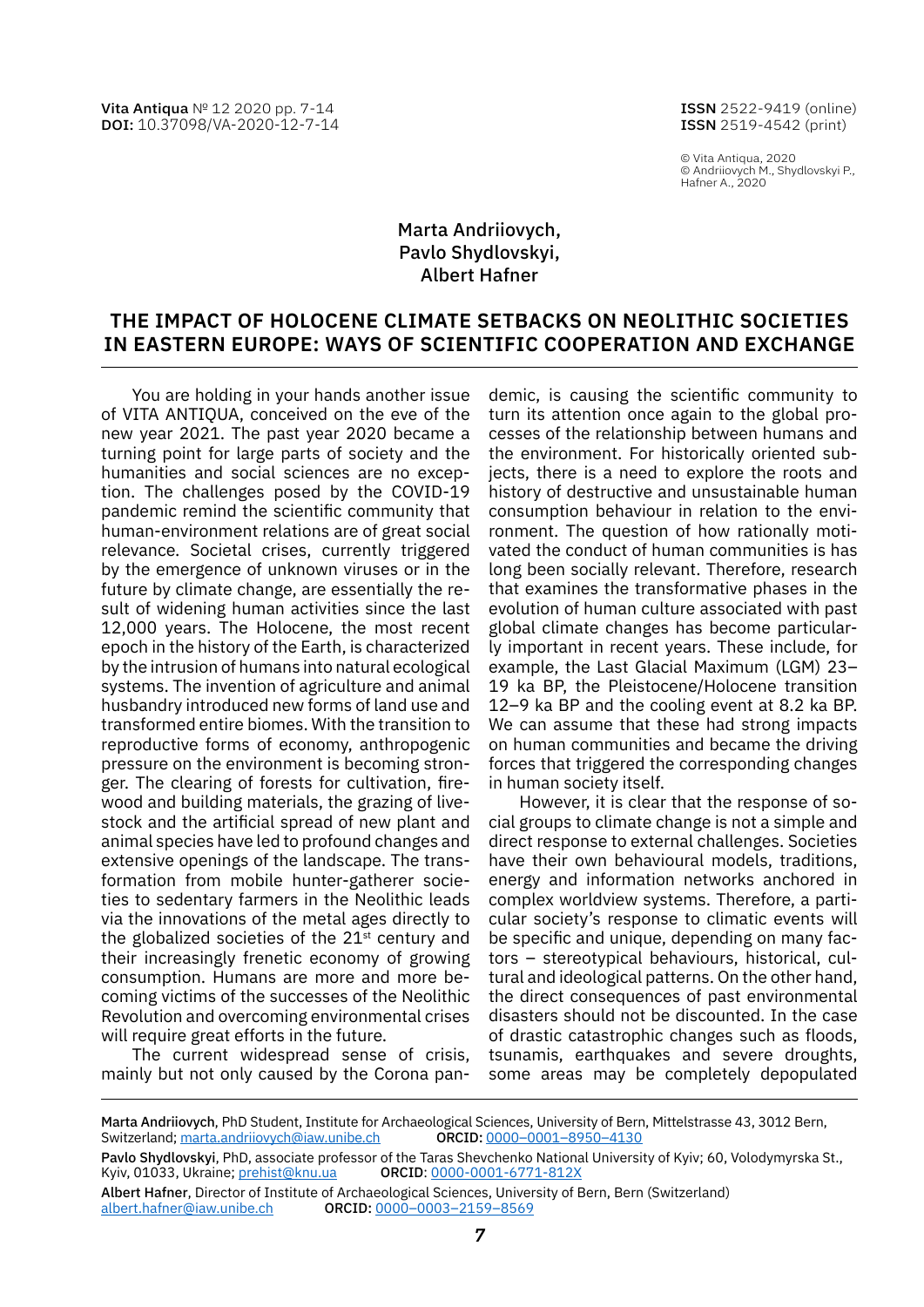Marta Andriiovych,
Pavlo Shydlovskyi,
Albert Hafner

# THE IMPACT OF HOLOCENE CLIMATE SETBACKS ON NEOLITHIC SOCIETIES IN EASTERN EUROPE: WAYS OF SCIENTIFIC COOPERATION AND EXCHANGE

You are holding in your hands another issue of VITA ANTIQUA, conceived on the eve of the new year 2021. The past year 2020 became a turning point for large parts of society and the humanities and social sciences are no exception. The challenges posed by the COVID-19 pandemic remind the scientific community that human-environment relations are of great social relevance. Societal crises, currently triggered by the emergence of unknown viruses or in the future by climate change, are essentially the result of widening human activities since the last 12,000 years. The Holocene, the most recent epoch in the history of the Earth, is characterized by the intrusion of humans into natural ecological systems. The invention of agriculture and animal husbandry introduced new forms of land use and transformed entire biomes. With the transition to reproductive forms of economy, anthropogenic pressure on the environment is becoming stronger. The clearing of forests for cultivation, firewood and building materials, the grazing of livestock and the artificial spread of new plant and animal species have led to profound changes and extensive openings of the landscape. The transformation from mobile hunter-gatherer societies to sedentary farmers in the Neolithic leads via the innovations of the metal ages directly to the globalized societies of the 21st century and their increasingly frenetic economy of growing consumption. Humans are more and more becoming victims of the successes of the Neolithic Revolution and overcoming environmental crises will require great efforts in the future.

The current widespread sense of crisis, mainly but not only caused by the Corona pandemic, is causing the scientific community to turn its attention once again to the global processes of the relationship between humans and the environment. For historically oriented subjects, there is a need to explore the roots and history of destructive and unsustainable human consumption behaviour in relation to the environment. The question of how rationally motivated the conduct of human communities is has long been socially relevant. Therefore, research that examines the transformative phases in the evolution of human culture associated with past global climate changes has become particularly important in recent years. These include, for example, the Last Glacial Maximum (LGM) 23–19 ka BP, the Pleistocene/Holocene transition 12–9 ka BP and the cooling event at 8.2 ka BP. We can assume that these had strong impacts on human communities and became the driving forces that triggered the corresponding changes in human society itself.

However, it is clear that the response of social groups to climate change is not a simple and direct response to external challenges. Societies have their own behavioural models, traditions, energy and information networks anchored in complex worldview systems. Therefore, a particular society's response to climatic events will be specific and unique, depending on many factors – stereotypical behaviours, historical, cultural and ideological patterns. On the other hand, the direct consequences of past environmental disasters should not be discounted. In the case of drastic catastrophic changes such as floods, tsunamis, earthquakes and severe droughts, some areas may be completely depopulated

---

**Marta Andriiovych**, PhD Student, Institute for Archaeological Sciences, University of Bern, Mittelstrasse 43, 3012 Bern, Switzerland; marta.andriiovych@iaw.unibe.ch **ORCID:** 0000–0001–8950–4130

**Pavlo Shydlovskyi**, PhD, associate professor of the Taras Shevchenko National University of Kyiv; 60, Volodymyrska St., Kyiv, 01033, Ukraine; prehist@knu.ua **ORCID**: 0000-0001-6771-812X

**Albert Hafner**, Director of Institute of Archaeological Sciences, University of Bern, Bern (Switzerland) albert.hafner@iaw.unibe.ch **ORCID:** 0000–0003–2159–8569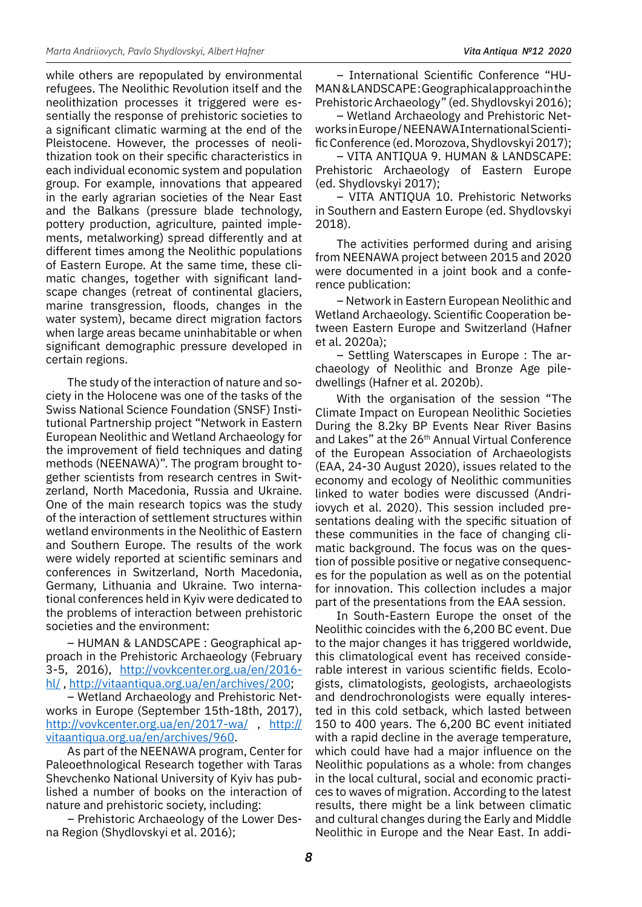while others are repopulated by environmental refugees. The Neolithic Revolution itself and the neolithization processes it triggered were essentially the response of prehistoric societies to a significant climatic warming at the end of the Pleistocene. However, the processes of neolithization took on their specific characteristics in each individual economic system and population group. For example, innovations that appeared in the early agrarian societies of the Near East and the Balkans (pressure blade technology, pottery production, agriculture, painted implements, metalworking) spread differently and at different times among the Neolithic populations of Eastern Europe. At the same time, these climatic changes, together with significant landscape changes (retreat of continental glaciers, marine transgression, floods, changes in the water system), became direct migration factors when large areas became uninhabitable or when significant demographic pressure developed in certain regions.

The study of the interaction of nature and society in the Holocene was one of the tasks of the Swiss National Science Foundation (SNSF) Institutional Partnership project "Network in Eastern European Neolithic and Wetland Archaeology for the improvement of field techniques and dating methods (NEENAWA)". The program brought together scientists from research centres in Switzerland, North Macedonia, Russia and Ukraine. One of the main research topics was the study of the interaction of settlement structures within wetland environments in the Neolithic of Eastern and Southern Europe. The results of the work were widely reported at scientific seminars and conferences in Switzerland, North Macedonia, Germany, Lithuania and Ukraine. Two international conferences held in Kyiv were dedicated to the problems of interaction between prehistoric societies and the environment:

– HUMAN & LANDSCAPE : Geographical approach in the Prehistoric Archaeology (February 3-5, 2016), http://vovkcenter.org.ua/en/2016-hl/ , http://vitaantiqua.org.ua/en/archives/200;

– Wetland Archaeology and Prehistoric Networks in Europe (September 15th-18th, 2017), http://vovkcenter.org.ua/en/2017-wa/ , http://vitaantiqua.org.ua/en/archives/960.

As part of the NEENAWA program, Center for Paleoethnological Research together with Taras Shevchenko National University of Kyiv has published a number of books on the interaction of nature and prehistoric society, including:

– Prehistoric Archaeology of the Lower Desna Region (Shydlovskyi et al. 2016);

– International Scientific Conference "HUMAN&LANDSCAPE: Geographical approach in the Prehistoric Archaeology" (ed. Shydlovskyi 2016);

– Wetland Archaeology and Prehistoric Networks in Europe / NEENAWA International Scientific Conference (ed. Morozova, Shydlovskyi 2017);

– VITA ANTIQUA 9. HUMAN & LANDSCAPE: Prehistoric Archaeology of Eastern Europe (ed. Shydlovskyi 2017);

– VITA ANTIQUA 10. Prehistoric Networks in Southern and Eastern Europe (ed. Shydlovskyi 2018).

The activities performed during and arising from NEENAWA project between 2015 and 2020 were documented in a joint book and a conference publication:

– Network in Eastern European Neolithic and Wetland Archaeology. Scientific Cooperation between Eastern Europe and Switzerland (Hafner et al. 2020a);

– Settling Waterscapes in Europe : The archaeology of Neolithic and Bronze Age pile-dwellings (Hafner et al. 2020b).

With the organisation of the session "The Climate Impact on European Neolithic Societies During the 8.2ky BP Events Near River Basins and Lakes" at the 26th Annual Virtual Conference of the European Association of Archaeologists (EAA, 24-30 August 2020), issues related to the economy and ecology of Neolithic communities linked to water bodies were discussed (Andriiovych et al. 2020). This session included presentations dealing with the specific situation of these communities in the face of changing climatic background. The focus was on the question of possible positive or negative consequences for the population as well as on the potential for innovation. This collection includes a major part of the presentations from the EAA session.

In South-Eastern Europe the onset of the Neolithic coincides with the 6,200 BC event. Due to the major changes it has triggered worldwide, this climatological event has received considerable interest in various scientific fields. Ecologists, climatologists, geologists, archaeologists and dendrochronologists were equally interested in this cold setback, which lasted between 150 to 400 years. The 6,200 BC event initiated with a rapid decline in the average temperature, which could have had a major influence on the Neolithic populations as a whole: from changes in the local cultural, social and economic practices to waves of migration. According to the latest results, there might be a link between climatic and cultural changes during the Early and Middle Neolithic in Europe and the Near East. In addi-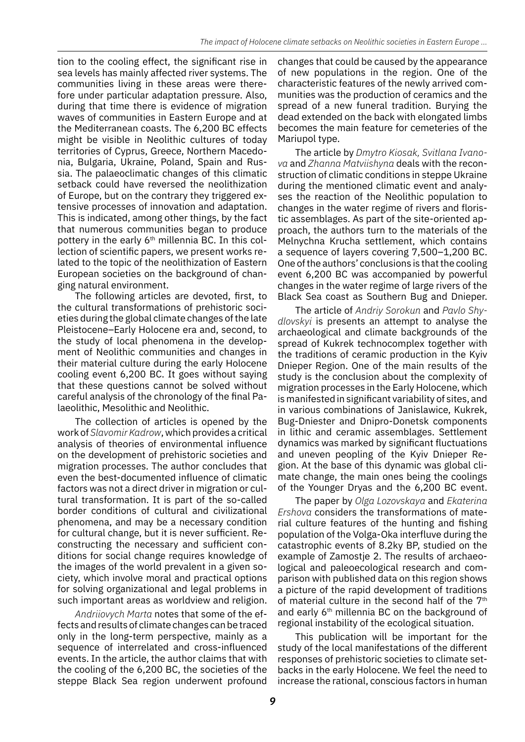tion to the cooling effect, the significant rise in sea levels has mainly affected river systems. The communities living in these areas were therefore under particular adaptation pressure. Also, during that time there is evidence of migration waves of communities in Eastern Europe and at the Mediterranean coasts. The 6,200 BC effects might be visible in Neolithic cultures of today territories of Cyprus, Greece, Northern Macedonia, Bulgaria, Ukraine, Poland, Spain and Russia. The palaeoclimatic changes of this climatic setback could have reversed the neolithization of Europe, but on the contrary they triggered extensive processes of innovation and adaptation. This is indicated, among other things, by the fact that numerous communities began to produce pottery in the early 6th millennia BC. In this collection of scientific papers, we present works related to the topic of the neolithization of Eastern European societies on the background of changing natural environment.

The following articles are devoted, first, to the cultural transformations of prehistoric societies during the global climate changes of the late Pleistocene–Early Holocene era and, second, to the study of local phenomena in the development of Neolithic communities and changes in their material culture during the early Holocene cooling event 6,200 BC. It goes without saying that these questions cannot be solved without careful analysis of the chronology of the final Palaeolithic, Mesolithic and Neolithic.

The collection of articles is opened by the work of *Slavomir Kadrow*, which provides a critical analysis of theories of environmental influence on the development of prehistoric societies and migration processes. The author concludes that even the best-documented influence of climatic factors was not a direct driver in migration or cultural transformation. It is part of the so-called border conditions of cultural and civilizational phenomena, and may be a necessary condition for cultural change, but it is never sufficient. Reconstructing the necessary and sufficient conditions for social change requires knowledge of the images of the world prevalent in a given society, which involve moral and practical options for solving organizational and legal problems in such important areas as worldview and religion.

*Andriiovych Marta* notes that some of the effects and results of climate changes can be traced only in the long-term perspective, mainly as a sequence of interrelated and cross-influenced events. In the article, the author claims that with the cooling of the 6,200 BC, the societies of the steppe Black Sea region underwent profound changes that could be caused by the appearance of new populations in the region. One of the characteristic features of the newly arrived communities was the production of ceramics and the spread of a new funeral tradition. Burying the dead extended on the back with elongated limbs becomes the main feature for cemeteries of the Mariupol type.

The article by *Dmytro Kiosak, Svitlana Ivanova* and *Zhanna Matviishyna* deals with the reconstruction of climatic conditions in steppe Ukraine during the mentioned climatic event and analyses the reaction of the Neolithic population to changes in the water regime of rivers and floristic assemblages. As part of the site-oriented approach, the authors turn to the materials of the Melnychna Krucha settlement, which contains a sequence of layers covering 7,500–1,200 BC. One of the authors' conclusions is that the cooling event 6,200 BC was accompanied by powerful changes in the water regime of large rivers of the Black Sea coast as Southern Bug and Dnieper.

The article of *Andriy Sorokun* and *Pavlo Shydlovskyi* is presents an attempt to analyse the archaeological and climate backgrounds of the spread of Kukrek technocomplex together with the traditions of ceramic production in the Kyiv Dnieper Region. One of the main results of the study is the conclusion about the complexity of migration processes in the Early Holocene, which is manifested in significant variability of sites, and in various combinations of Janislawice, Kukrek, Bug-Dniester and Dnipro-Donetsk components in lithic and ceramic assemblages. Settlement dynamics was marked by significant fluctuations and uneven peopling of the Kyiv Dnieper Region. At the base of this dynamic was global climate change, the main ones being the coolings of the Younger Dryas and the 6,200 BC event.

The paper by *Olga Lozovskaya* and *Ekaterina Ershova* considers the transformations of material culture features of the hunting and fishing population of the Volga-Oka interfluve during the catastrophic events of 8.2ky BP, studied on the example of Zamostje 2. The results of archaeological and paleoecological research and comparison with published data on this region shows a picture of the rapid development of traditions of material culture in the second half of the 7th and early 6th millennia BC on the background of regional instability of the ecological situation.

This publication will be important for the study of the local manifestations of the different responses of prehistoric societies to climate setbacks in the early Holocene. We feel the need to increase the rational, conscious factors in human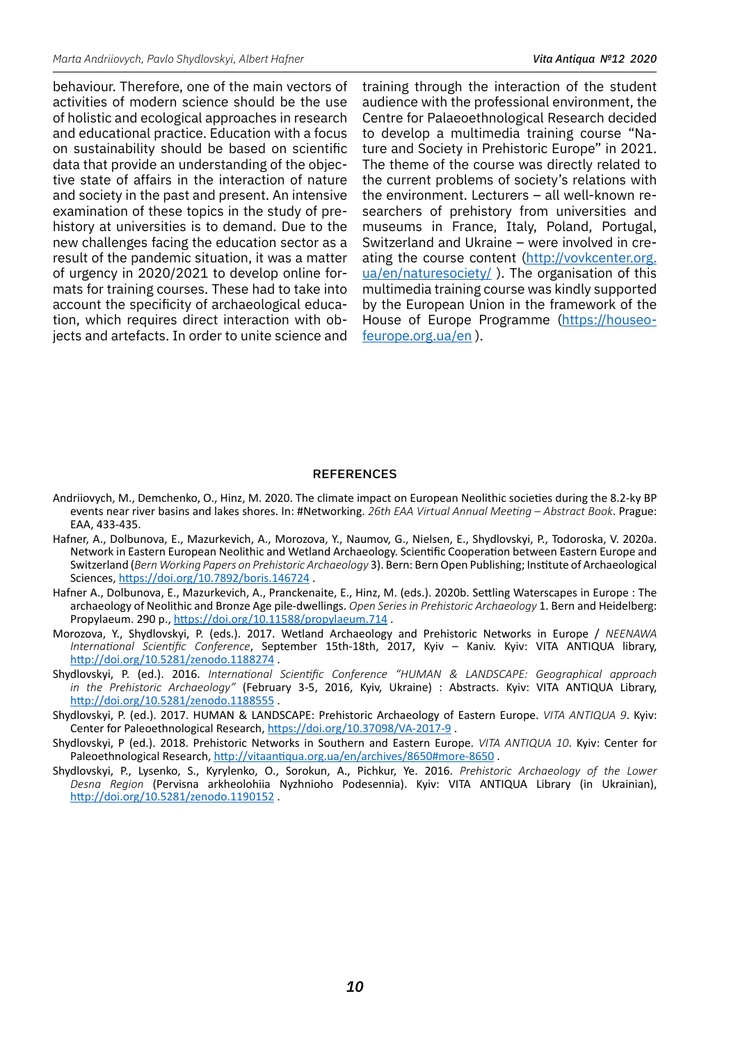behaviour. Therefore, one of the main vectors of activities of modern science should be the use of holistic and ecological approaches in research and educational practice. Education with a focus on sustainability should be based on scientific data that provide an understanding of the objective state of affairs in the interaction of nature and society in the past and present. An intensive examination of these topics in the study of prehistory at universities is to demand. Due to the new challenges facing the education sector as a result of the pandemic situation, it was a matter of urgency in 2020/2021 to develop online formats for training courses. These had to take into account the specificity of archaeological education, which requires direct interaction with objects and artefacts. In order to unite science and training through the interaction of the student audience with the professional environment, the Centre for Palaeoethnological Research decided to develop a multimedia training course "Nature and Society in Prehistoric Europe" in 2021. The theme of the course was directly related to the current problems of society's relations with the environment. Lecturers – all well-known researchers of prehistory from universities and museums in France, Italy, Poland, Portugal, Switzerland and Ukraine – were involved in creating the course content (http://vovkcenter.org.ua/en/naturesociety/ ). The organisation of this multimedia training course was kindly supported by the European Union in the framework of the House of Europe Programme (https://houseofeurope.org.ua/en ).

## REFERENCES

Andriiovych, M., Demchenko, O., Hinz, M. 2020. The climate impact on European Neolithic societies during the 8.2-ky BP events near river basins and lakes shores. In: #Networking. *26th EAA Virtual Annual Meeting – Abstract Book*. Prague: EAA, 433-435.

Hafner, A., Dolbunova, E., Mazurkevich, A., Morozova, Y., Naumov, G., Nielsen, E., Shydlovskyi, P., Todoroska, V. 2020a. Network in Eastern European Neolithic and Wetland Archaeology. Scientific Cooperation between Eastern Europe and Switzerland (*Bern Working Papers on Prehistoric Archaeology* 3). Bern: Bern Open Publishing; Institute of Archaeological Sciences, https://doi.org/10.7892/boris.146724 .

Hafner A., Dolbunova, E., Mazurkevich, A., Pranckenaite, E., Hinz, M. (eds.). 2020b. Settling Waterscapes in Europe : The archaeology of Neolithic and Bronze Age pile-dwellings. *Open Series in Prehistoric Archaeology* 1. Bern and Heidelberg: Propylaeum. 290 p., https://doi.org/10.11588/propylaeum.714 .

Morozova, Y., Shydlovskyi, P. (eds.). 2017. Wetland Archaeology and Prehistoric Networks in Europe / *NEENAWA International Scientific Conference*, September 15th-18th, 2017, Kyiv – Kaniv. Kyiv: VITA ANTIQUA library, http://doi.org/10.5281/zenodo.1188274 .

Shydlovskyi, P. (ed.). 2016. *International Scientific Conference "HUMAN & LANDSCAPE: Geographical approach in the Prehistoric Archaeology"* (February 3-5, 2016, Kyiv, Ukraine) : Abstracts. Kyiv: VITA ANTIQUA Library, http://doi.org/10.5281/zenodo.1188555 .

Shydlovskyi, P. (ed.). 2017. HUMAN & LANDSCAPE: Prehistoric Archaeology of Eastern Europe. *VITA ANTIQUA 9*. Kyiv: Center for Paleoethnological Research, https://doi.org/10.37098/VA-2017-9 .

Shydlovskyi, P (ed.). 2018. Prehistoric Networks in Southern and Eastern Europe. *VITA ANTIQUA 10*. Kyiv: Center for Paleoethnological Research, http://vitaantiqua.org.ua/en/archives/8650#more-8650 .

Shydlovskyi, P., Lysenko, S., Kyrylenko, O., Sorokun, A., Pichkur, Ye. 2016. *Prehistoric Archaeology of the Lower Desna Region* (Pervisna arkheolohiia Nyzhnioho Podesennia). Kyiv: VITA ANTIQUA Library (in Ukrainian), http://doi.org/10.5281/zenodo.1190152 .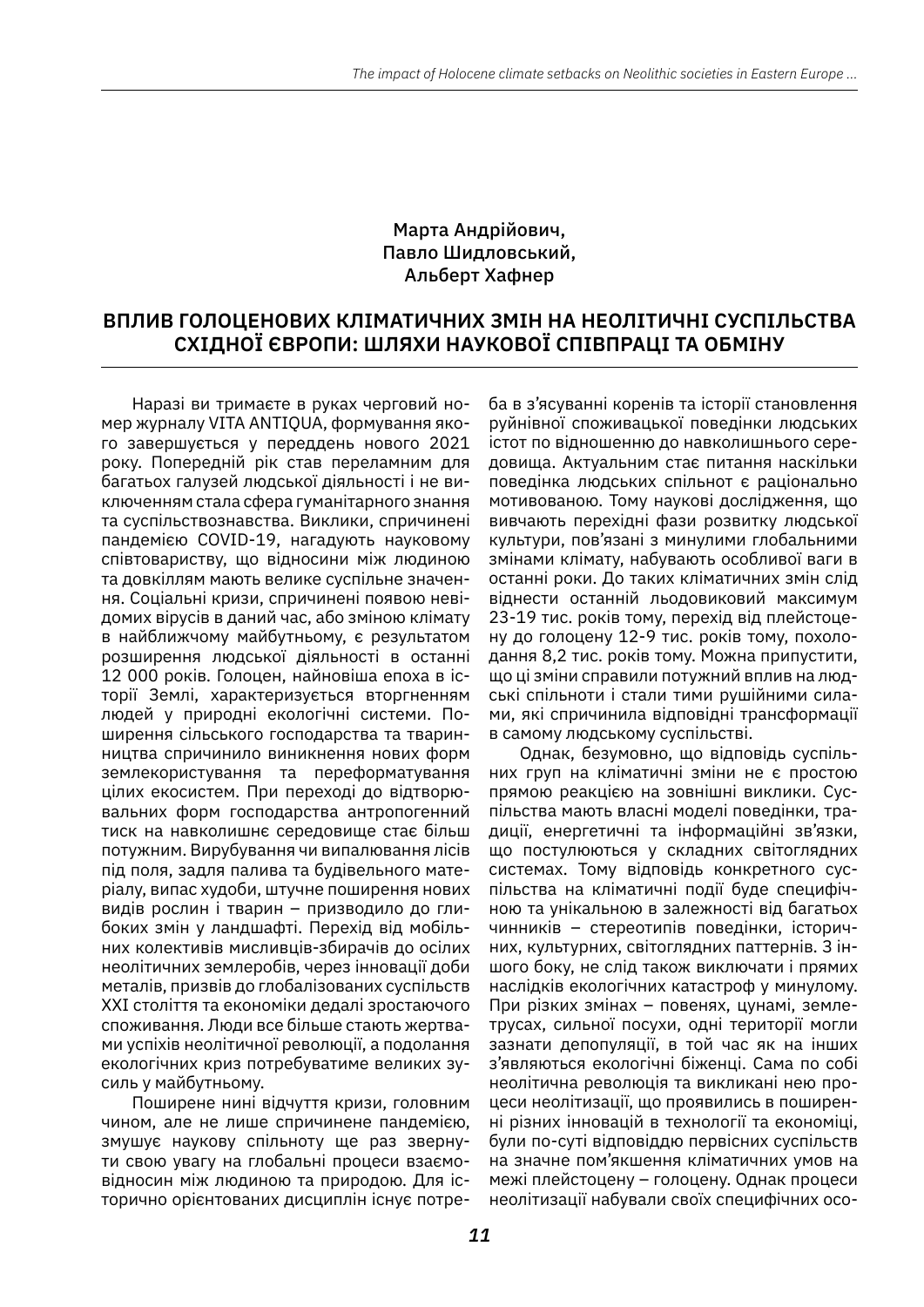Марта Андрійович,
Павло Шидловський,
Альберт Хафнер

# ВПЛИВ ГОЛОЦЕНОВИХ КЛІМАТИЧНИХ ЗМІН НА НЕОЛІТИЧНІ СУСПІЛЬСТВА СХІДНОЇ ЄВРОПИ: ШЛЯХИ НАУКОВОЇ СПІВПРАЦІ ТА ОБМІНУ

Наразі ви тримаєте в руках черговий номер журналу VITA ANTIQUA, формування якого завершується у переддень нового 2021 року. Попередній рік став переламним для багатьох галузей людської діяльності і не виключенням стала сфера гуманітарного знання та суспільствознавства. Виклики, спричинені пандемією COVID-19, нагадують науковому співтовариству, що відносини між людиною та довкіллям мають велике суспільне значення. Соціальні кризи, спричинені появою невідомих вірусів в даний час, або зміною клімату в найближчому майбутньому, є результатом розширення людської діяльності в останні 12 000 років. Голоцен, найновіша епоха в історії Землі, характеризується вторгненням людей у природні екологічні системи. Поширення сільського господарства та тваринництва спричинило виникнення нових форм землекористування та переформатування цілих екосистем. При переході до відтворювальних форм господарства антропогенний тиск на навколишнє середовище стає більш потужним. Вирубування чи випалювання лісів під поля, задля палива та будівельного матеріалу, випас худоби, штучне поширення нових видів рослин і тварин – призводило до глибоких змін у ландшафті. Перехід від мобільних колективів мисливців-збирачів до осілих неолітичних землеробів, через інновації доби металів, призвів до глобалізованих суспільств XXI століття та економіки дедалі зростаючого споживання. Люди все більше стають жертвами успіхів неолітичної революції, а подолання екологічних криз потребуватиме великих зусиль у майбутньому.

Поширене нині відчуття кризи, головним чином, але не лише спричинене пандемією, змушує наукову спільноту ще раз звернути свою увагу на глобальні процеси взаємовідносин між людиною та природою. Для історично орієнтованих дисциплін існує потреба в з'ясуванні коренів та історії становлення руйнівної споживацької поведінки людських істот по відношенню до навколишнього середовища. Актуальним стає питання наскільки поведінка людських спільнот є раціонально мотивованою. Тому наукові дослідження, що вивчають перехідні фази розвитку людської культури, пов'язані з минулими глобальними змінами клімату, набувають особливої ваги в останні роки. До таких кліматичних змін слід віднести останній льодовиковий максимум 23-19 тис. років тому, перехід від плейстоцену до голоцену 12-9 тис. років тому, похолодання 8,2 тис. років тому. Можна припустити, що ці зміни справили потужний вплив на людські спільноти і стали тими рушійними силами, які спричинила відповідні трансформації в самому людському суспільстві.

Однак, безумовно, що відповідь суспільних груп на кліматичні зміни не є простою прямою реакцією на зовнішні виклики. Суспільства мають власні моделі поведінки, традиції, енергетичні та інформаційні зв'язки, що постулюються у складних світоглядних системах. Тому відповідь конкретного суспільства на кліматичні події буде специфічною та унікальною в залежності від багатьох чинників – стереотипів поведінки, історичних, культурних, світоглядних паттернів. З іншого боку, не слід також виключати і прямих наслідків екологічних катастроф у минулому. При різких змінах – повенях, цунамі, землетрусах, сильної посухи, одні території могли зазнати депопуляції, в той час як на інших з'являються екологічні біженці. Сама по собі неолітична революція та викликані нею процеси неолітизації, що проявились в поширенні різних інновацій в технології та економіці, були по-суті відповіддю первісних суспільств на значне пом'якшення кліматичних умов на межі плейстоцену – голоцену. Однак процеси неолітизації набували своїх специфічних осо-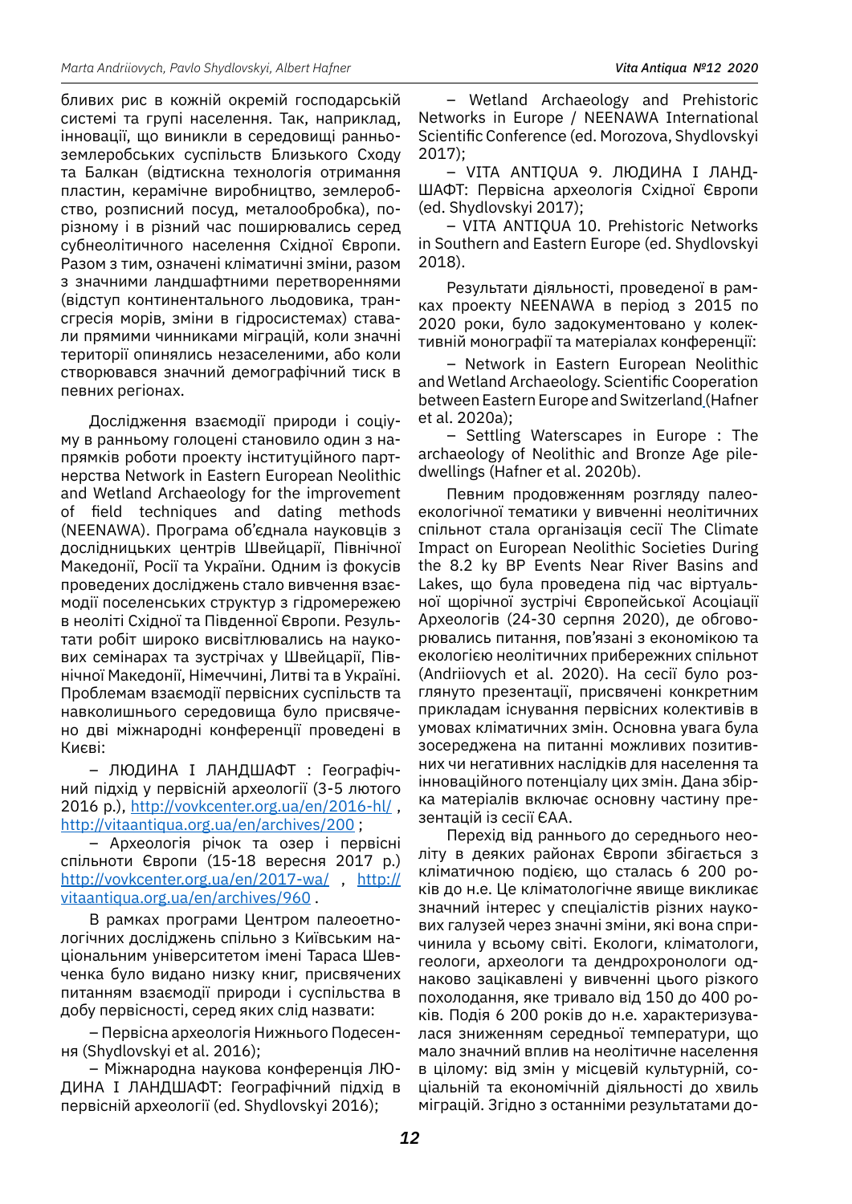бливих рис в кожній окремій господарській системі та групі населення. Так, наприклад, інновації, що виникли в середовищі ранньоземлеробських суспільств Близького Сходу та Балкан (відтискна технологія отримання пластин, керамічне виробництво, землеробство, розписний посуд, металообробка), порізному і в різний час поширювались серед субнеолітичного населення Східної Європи. Разом з тим, означені кліматичні зміни, разом з значними ландшафтними перетвореннями (відступ континентального льодовика, трансгресія морів, зміни в гідросистемах) ставали прямими чинниками міграцій, коли значні території опинялись незаселеними, або коли створювався значний демографічний тиск в певних регіонах.

Дослідження взаємодії природи і социуму в ранньому голоцені становило один з напрямків роботи проекту інституційного партнерства Network in Eastern European Neolithic and Wetland Archaeology for the improvement of field techniques and dating methods (NEENAWA). Програма об'єднала науковців з дослідницьких центрів Швейцарії, Північної Македонії, Росії та України. Одним із фокусів проведених досліджень стало вивчення взаємодії поселенських структур з гідромережею в неоліті Східної та Південної Європи. Результати робіт широко висвітлювались на наукових семінарах та зустрічах у Швейцарії, Північній Македонії, Німеччині, Литві та в Україні. Проблемам взаємодії первісних суспільств та навколишнього середовища було присвячено дві міжнародні конференції проведені в Києві:

– ЛЮДИНА І ЛАНДШАФТ : Географічний підхід у первісній археології (3-5 лютого 2016 р.), http://vovkcenter.org.ua/en/2016-hl/ , http://vitaantiqua.org.ua/en/archives/200 ;

– Археологія річок та озер і первісні спільноти Європи (15-18 вересня 2017 р.) http://vovkcenter.org.ua/en/2017-wa/ , http://vitaantiqua.org.ua/en/archives/960 .

В рамках програми Центром палеоетнологічних досліджень спільно з Київським національним університетом імені Тараса Шевченка було видано низку книг, присвячених питанням взаємодії природи і суспільства в добу первісності, серед яких слід назвати:

– Первісна археологія Нижнього Подесення (Shydlovskyi et al. 2016);

– Міжнародна наукова конференція ЛЮДИНА І ЛАНДШАФТ: Географічний підхід в первісній археології (ed. Shydlovskyi 2016);

– Wetland Archaeology and Prehistoric Networks in Europe / NEENAWA International Scientific Conference (ed. Morozova, Shydlovskyi 2017);

– VITA ANTIQUA 9. ЛЮДИНА І ЛАНДШАФТ: Первісна археологія Східної Європи (ed. Shydlovskyi 2017);

– VITA ANTIQUA 10. Prehistoric Networks in Southern and Eastern Europe (ed. Shydlovskyi 2018).

Результати діяльності, проведеної в рамках проекту NEENAWA в період з 2015 по 2020 роки, було задокументовано у колективній монографії та матеріалах конференції:

– Network in Eastern European Neolithic and Wetland Archaeology. Scientific Cooperation between Eastern Europe and Switzerland (Hafner et al. 2020a);

– Settling Waterscapes in Europe : The archaeology of Neolithic and Bronze Age pile-dwellings (Hafner et al. 2020b).

Певним продовженням розгляду палеоекологічної тематики у вивченні неолітичних спільнот стала організація сесії The Climate Impact on European Neolithic Societies During the 8.2 ky BP Events Near River Basins and Lakes, що була проведена під час віртуальної щорічної зустрічі Європейської Асоціації Археологів (24-30 серпня 2020), де обговорювались питання, пов'язані з економікою та екологією неолітичних прибережних спільнот (Andriiovych et al. 2020). На сесії було розглянуто презентації, присвячені конкретним прикладам існування первісних колективів в умовах кліматичних змін. Основна увага була зосереджена на питанні можливих позитивних чи негативних наслідків для населення та інноваційного потенціалу цих змін. Дана збірка матеріалів включає основну частину презентацій із сесії ЄАА.

Перехід від раннього до середнього неоліту в деяких районах Європи збігається з кліматичною подією, що сталась 6 200 років до н.е. Це кліматологічне явище викликає значний інтерес у спеціалістів різних наукових галузей через значні зміни, які вона спричинила у всьому світі. Екологи, кліматологи, геологи, археологи та дендрохронологи однаково зацікавлені у вивченні цього різкого похолодання, яке тривало від 150 до 400 років. Подія 6 200 років до н.е. характеризувалася зниженням середньої температури, що мало значний вплив на неолітичне населення в цілому: від змін у місцевій культурній, соціальній та економічній діяльності до хвиль міграцій. Згідно з останніми результатами до-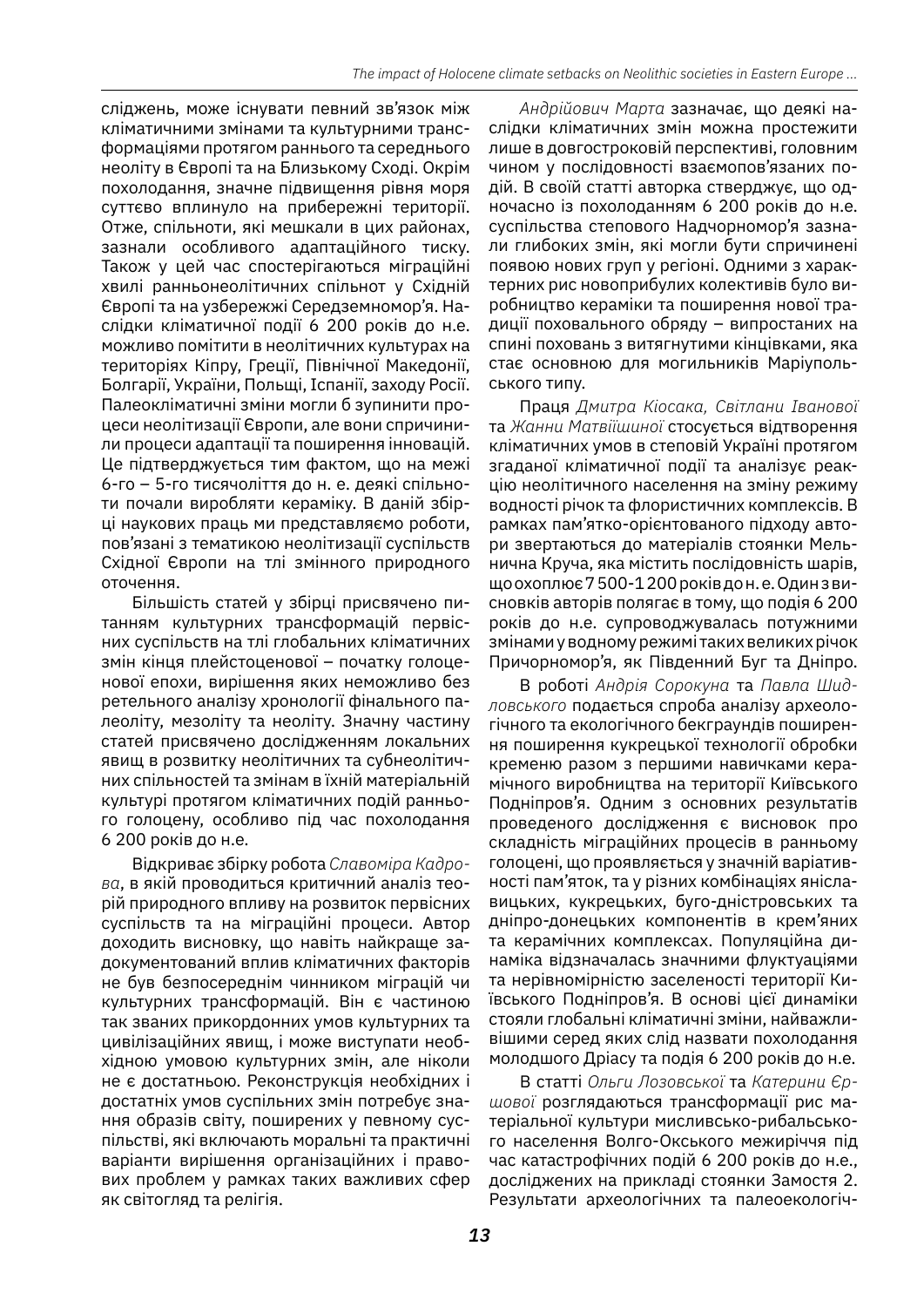сліджень, може існувати певний зв'язок між кліматичними змінами та культурними трансформаціями протягом раннього та середнього неоліту в Європі та на Близькому Сході. Окрім похолодання, значне підвищення рівня моря суттєво вплинуло на прибережні території. Отже, спільноти, які мешкали в цих районах, зазнали особливого адаптаційного тиску. Також у цей час спостерігаються міграційні хвилі ранньонеолітичних спільнот у Східній Європі та на узбережжі Середземномор'я. Наслідки кліматичної події 6 200 років до н.е. можливо помітити в неолітичних культурах на територіях Кіпру, Греції, Північної Македонії, Болгарії, України, Польщі, Іспанії, заходу Росії. Палеокліматичні зміни могли б зупинити процеси неолітизації Європи, але вони спричинили процеси адаптації та поширення інновацій. Це підтверджується тим фактом, що на межі 6-го – 5-го тисячоліття до н. е. деякі спільноти почали виробляти кераміку. В даній збірці наукових праць ми представляємо роботи, пов'язані з тематикою неолітизації суспільств Східної Європи на тлі змінного природного оточення.

Більшість статей у збірці присвячено питанням культурних трансформацій первісних суспільств на тлі глобальних кліматичних змін кінця плейстоценової – початку голоценової епохи, вирішення яких неможливо без ретельного аналізу хронології фінального палеоліту, мезоліту та неоліту. Значну частину статей присвячено дослідженням локальних явищ в розвитку неолітичних та субнеолітичних спільностей та змінам в їхній матеріальній культурі протягом кліматичних подій раннього голоцену, особливо під час похолодання 6 200 років до н.е.

Відкриває збірку робота *Славоміра Кадрова*, в якій проводиться критичний аналіз теорій природного впливу на розвиток первісних суспільств та на міграційні процеси. Автор доходить висновку, що навіть найкраще задокументований вплив кліматичних факторів не був безпосереднім чинником міграцій чи культурних трансформацій. Він є частиною так званих прикордонних умов культурних та цивілізаційних явищ, і може виступати необхідною умовою культурних змін, але ніколи не є достатньою. Реконструкція необхідних і достатніх умов суспільних змін потребує знання образів світу, поширених у певному суспільстві, які включають моральні та практичні варіанти вирішення організаційних і правових проблем у рамках таких важливих сфер як світогляд та релігія.

*Андрійович Марта* зазначає, що деякі наслідки кліматичних змін можна простежити лише в довгостроковій перспективі, головним чином у послідовності взаємопов'язаних подій. В своїй статті авторка стверджує, що одночасно із похолоданням 6 200 років до н.е. суспільства степового Надчорномор'я зазнали глибоких змін, які могли бути спричинені появою нових груп у регіоні. Одними з характерних рис новоприбулих колективів було виробництво кераміки та поширення нової традиції поховального обряду – випростаних на спині поховань з витягнутими кінцівками, яка стає основною для могильників Маріупольського типу.

Праця *Дмитра Кіосака, Світлани Іванової* та *Жанни Матвіїшиної* стосується відтворення кліматичних умов в степовій Україні протягом згаданої кліматичної події та аналізує реакцію неолітичного населення на зміну режиму водності річок та флористичних комплексів. В рамках пам'ятко-орієнтованого підходу автори звертаються до матеріалів стоянки Мельнична Круча, яка містить послідовність шарів, що охоплює 7 500-1 200 років до н. е. Один з висновків авторів полягає в тому, що подія 6 200 років до н.е. супроводжувалась потужними змінами у водному режимі таких великих річок Причорномор'я, як Південний Буг та Дніпро.

В роботі *Андрія Сорокуна* та *Павла Шидловського* подається спроба аналізу археологічного та екологічного бекграундів поширення поширення кукрецької технології обробки кременю разом з першими навичками керамічного виробництва на території Київського Подніпров'я. Одним з основних результатів проведеного дослідження є висновок про складність міграційних процесів в ранньому голоцені, що проявляється у значній варіативності пам'яток, та у різних комбінаціях янісловицьких, кукрецьких, буго-дністровських та дніпро-донецьких компонентів в крем'яних та керамічних комплексах. Популяційна динаміка відзначалась значними флуктуаціями та нерівномірністю заселеності території Київського Подніпров'я. В основі цієї динаміки стояли глобальні кліматичні зміни, найважливішими серед яких слід назвати похолодання молодшого Дріасу та подія 6 200 років до н.е.

В статті *Ольги Лозовської* та *Катерини Єршової* розглядаються трансформації рис матеріальної культури мисливсько-рибальського населення Волго-Окського межиріччя під час катастрофічних подій 6 200 років до н.е., досліджених на прикладі стоянки Замостя 2. Результати археологічних та палеоекологіч-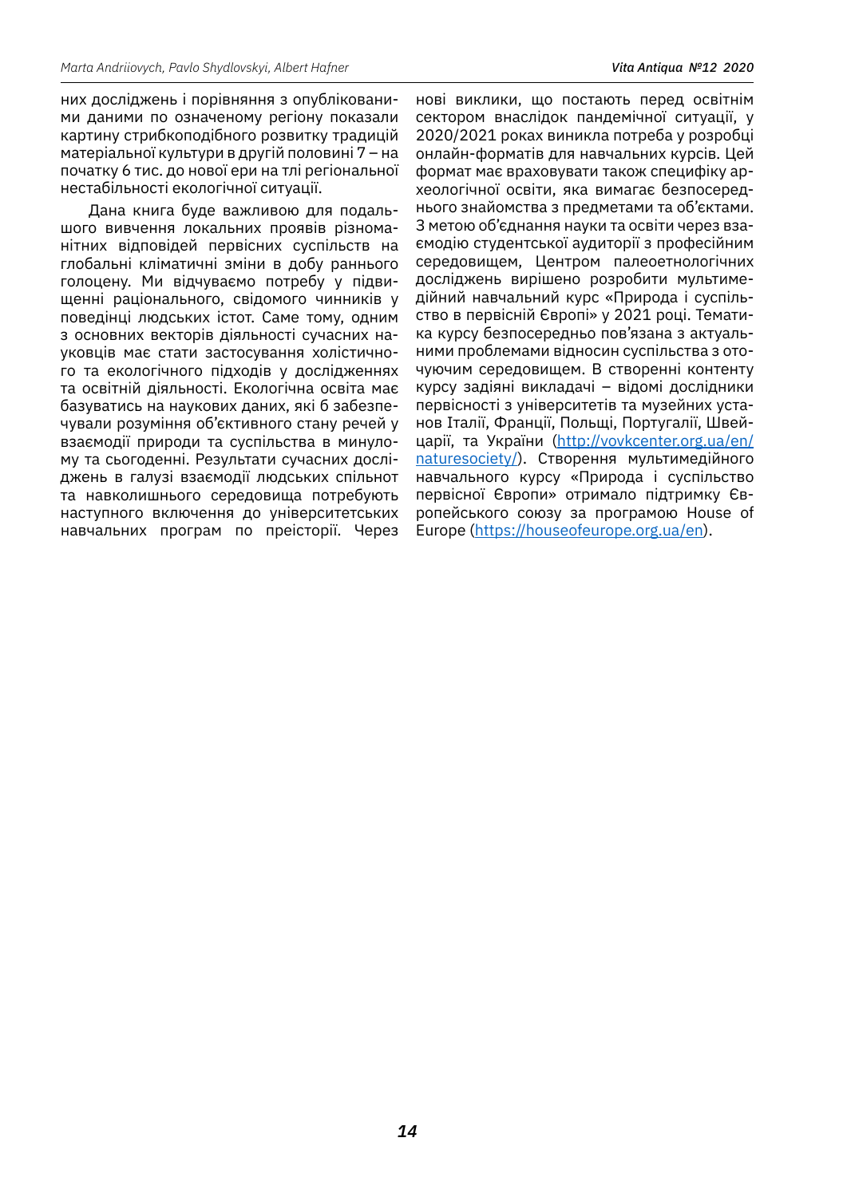них досліджень і порівняння з опублікованими даними по означеному регіону показали картину стрибкоподібного розвитку традицій матеріальної культури в другій половині 7 – на початку 6 тис. до нової ери на тлі регіональної нестабільності екологічної ситуації.

Дана книга буде важливою для подальшого вивчення локальних проявів різноманітних відповідей первісних суспільств на глобальні кліматичні зміни в добу раннього голоцену. Ми відчуваємо потребу у підвищенні раціонального, свідомого чинників у поведінці людських істот. Саме тому, одним з основних векторів діяльності сучасних науковців має стати застосування холістичного та екологічного підходів у дослідженнях та освітній діяльності. Екологічна освіта має базуватись на наукових даних, які б забезпечували розуміння об'єктивного стану речей у взаємодії природи та суспільства в минулому та сьогоденні. Результати сучасних досліджень в галузі взаємодії людських спільнот та навколишнього середовища потребують наступного включення до університетських навчальних програм по преісторії. Через нові виклики, що постають перед освітнім сектором внаслідок пандемічної ситуації, у 2020/2021 роках виникла потреба у розробці онлайн-форматів для навчальних курсів. Цей формат має враховувати також специфіку археологічної освіти, яка вимагає безпосереднього знайомства з предметами та об'єктами. З метою об'єднання науки та освіти через взаємодію студентської аудиторії з професійним середовищем, Центром палеоетнологічних досліджень вирішено розробити мультимедійний навчальний курс «Природа і суспільство в первісній Європі» у 2021 році. Тематика курсу безпосередньо пов'язана з актуальними проблемами відносин суспільства з оточуючим середовищем. В створенні контенту курсу задіяні викладачі – відомі дослідники первісності з університетів та музейних установ Італії, Франції, Польщі, Португалії, Швейцарії, та України (http://vovkcenter.org.ua/en/naturesociety/). Створення мультимедійного навчального курсу «Природа і суспільство первісної Європи» отримало підтримку Європейського союзу за програмою House of Europe (https://houseofeurope.org.ua/en).